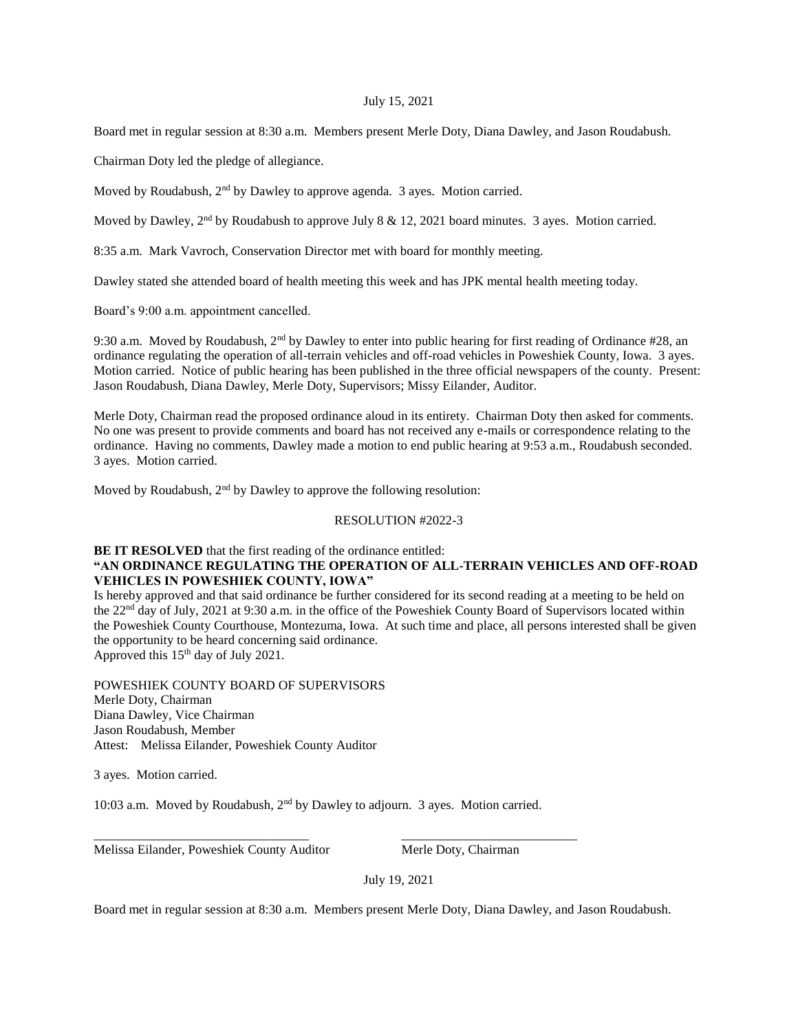July 15, 2021

Board met in regular session at 8:30 a.m. Members present Merle Doty, Diana Dawley, and Jason Roudabush.

Chairman Doty led the pledge of allegiance.

Moved by Roudabush, 2nd by Dawley to approve agenda. 3 ayes. Motion carried.

Moved by Dawley, 2nd by Roudabush to approve July 8 & 12, 2021 board minutes. 3 ayes. Motion carried.

8:35 a.m. Mark Vavroch, Conservation Director met with board for monthly meeting.

Dawley stated she attended board of health meeting this week and has JPK mental health meeting today.

Board's 9:00 a.m. appointment cancelled.

9:30 a.m. Moved by Roudabush, 2nd by Dawley to enter into public hearing for first reading of Ordinance #28, an ordinance regulating the operation of all-terrain vehicles and off-road vehicles in Poweshiek County, Iowa. 3 ayes. Motion carried. Notice of public hearing has been published in the three official newspapers of the county. Present: Jason Roudabush, Diana Dawley, Merle Doty, Supervisors; Missy Eilander, Auditor.

Merle Doty, Chairman read the proposed ordinance aloud in its entirety. Chairman Doty then asked for comments. No one was present to provide comments and board has not received any e-mails or correspondence relating to the ordinance. Having no comments, Dawley made a motion to end public hearing at 9:53 a.m., Roudabush seconded. 3 ayes. Motion carried.

Moved by Roudabush, 2nd by Dawley to approve the following resolution:

RESOLUTION #2022-3

**BE IT RESOLVED** that the first reading of the ordinance entitled:
**"AN ORDINANCE REGULATING THE OPERATION OF ALL-TERRAIN VEHICLES AND OFF-ROAD VEHICLES IN POWESHIEK COUNTY, IOWA"**
Is hereby approved and that said ordinance be further considered for its second reading at a meeting to be held on the 22nd day of July, 2021 at 9:30 a.m. in the office of the Poweshiek County Board of Supervisors located within the Poweshiek County Courthouse, Montezuma, Iowa. At such time and place, all persons interested shall be given the opportunity to be heard concerning said ordinance.
Approved this 15th day of July 2021.

POWESHIEK COUNTY BOARD OF SUPERVISORS
Merle Doty, Chairman
Diana Dawley, Vice Chairman
Jason Roudabush, Member
Attest: Melissa Eilander, Poweshiek County Auditor

3 ayes. Motion carried.

10:03 a.m. Moved by Roudabush, 2nd by Dawley to adjourn. 3 ayes. Motion carried.

\_\_\_\_\_\_\_\_\_\_\_\_\_\_\_\_\_\_\_\_\_\_\_\_\_\_\_\_\_\_\_\_\_\_ \_\_\_\_\_\_\_\_\_\_\_\_\_\_\_\_\_\_\_\_\_\_\_\_\_\_\_\_
Melissa Eilander, Poweshiek County Auditor Merle Doty, Chairman

July 19, 2021

Board met in regular session at 8:30 a.m. Members present Merle Doty, Diana Dawley, and Jason Roudabush.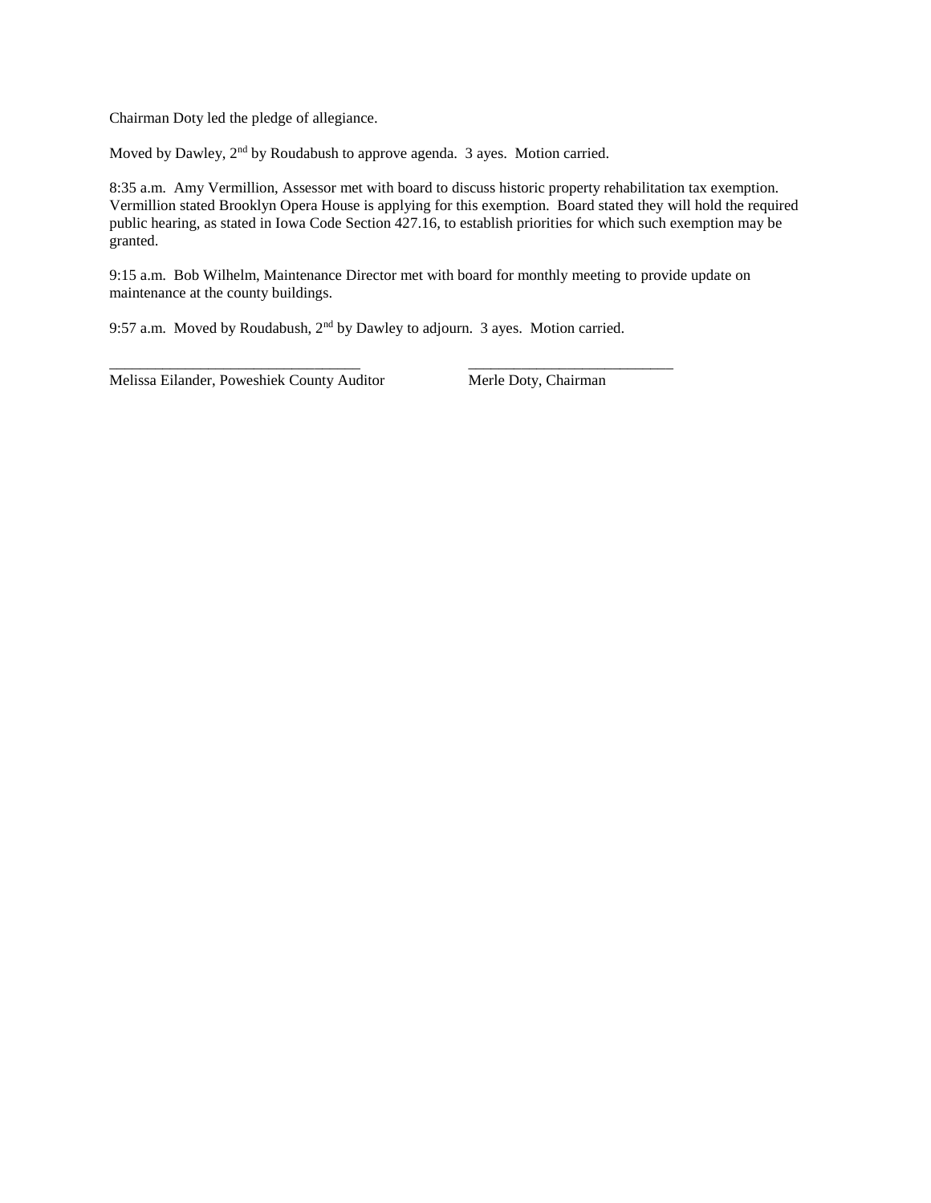Chairman Doty led the pledge of allegiance.

Moved by Dawley, 2nd by Roudabush to approve agenda.  3 ayes.  Motion carried.

8:35 a.m.  Amy Vermillion, Assessor met with board to discuss historic property rehabilitation tax exemption. Vermillion stated Brooklyn Opera House is applying for this exemption.  Board stated they will hold the required public hearing, as stated in Iowa Code Section 427.16, to establish priorities for which such exemption may be granted.

9:15 a.m.  Bob Wilhelm, Maintenance Director met with board for monthly meeting to provide update on maintenance at the county buildings.

9:57 a.m.  Moved by Roudabush, 2nd by Dawley to adjourn.  3 ayes.  Motion carried.

_________________________________ Melissa Eilander, Poweshiek County Auditor

___________________________ Merle Doty, Chairman